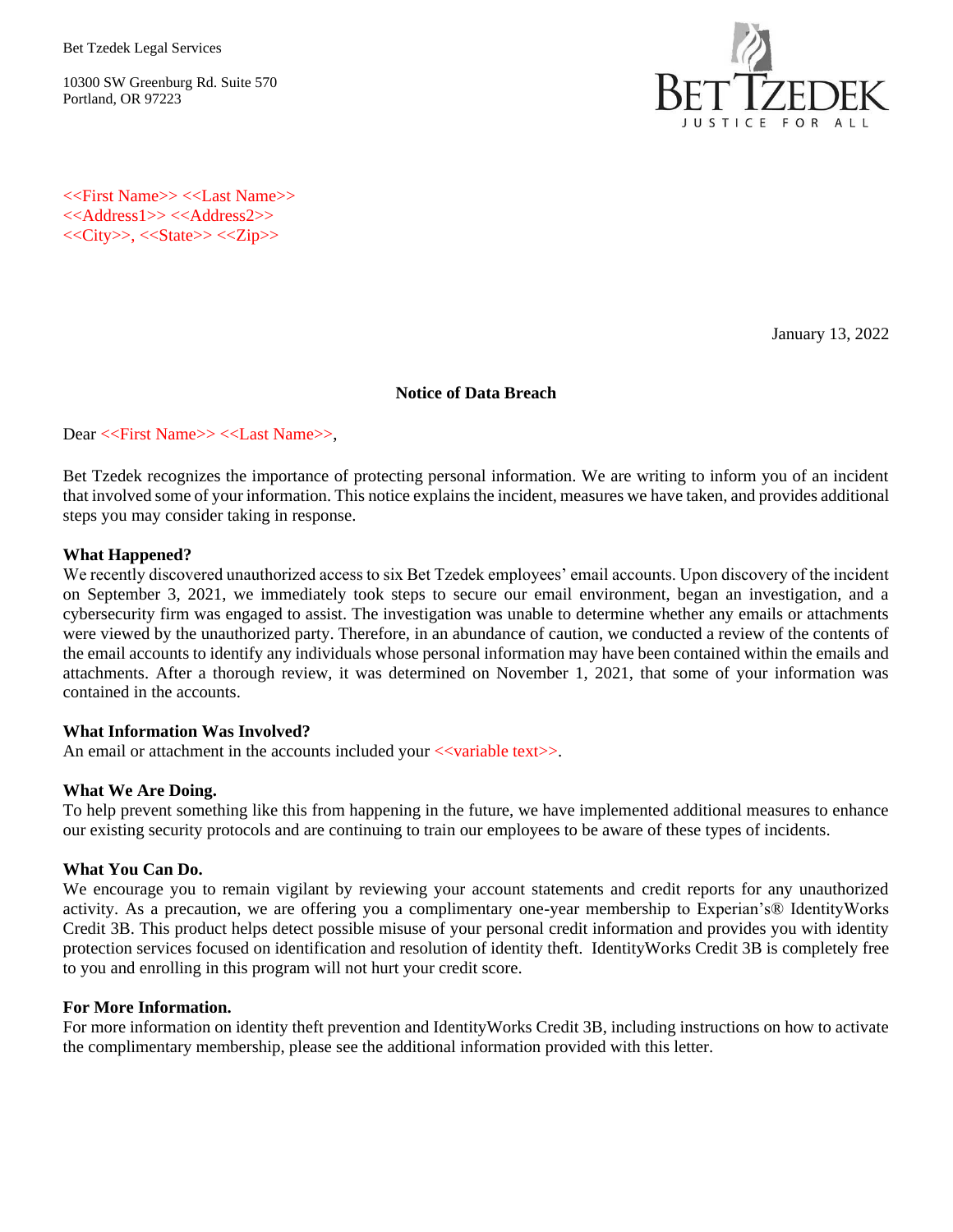Bet Tzedek Legal Services

10300 SW Greenburg Rd. Suite 570
Portland, OR 97223

BET TZEDEK
JUSTICE FOR ALL

<<First Name>> <<Last Name>>
<<Address1>> <<Address2>>
<<City>>, <<State>> <<Zip>>

January 13, 2022

**Notice of Data Breach**

Dear <<First Name>> <<Last Name>>,

Bet Tzedek recognizes the importance of protecting personal information. We are writing to inform you of an incident that involved some of your information. This notice explains the incident, measures we have taken, and provides additional steps you may consider taking in response.

**What Happened?**
We recently discovered unauthorized access to six Bet Tzedek employees' email accounts. Upon discovery of the incident on September 3, 2021, we immediately took steps to secure our email environment, began an investigation, and a cybersecurity firm was engaged to assist. The investigation was unable to determine whether any emails or attachments were viewed by the unauthorized party. Therefore, in an abundance of caution, we conducted a review of the contents of the email accounts to identify any individuals whose personal information may have been contained within the emails and attachments. After a thorough review, it was determined on November 1, 2021, that some of your information was contained in the accounts.

**What Information Was Involved?**
An email or attachment in the accounts included your <<variable text>>.

**What We Are Doing.**
To help prevent something like this from happening in the future, we have implemented additional measures to enhance our existing security protocols and are continuing to train our employees to be aware of these types of incidents.

**What You Can Do.**
We encourage you to remain vigilant by reviewing your account statements and credit reports for any unauthorized activity. As a precaution, we are offering you a complimentary one-year membership to Experian's® IdentityWorks Credit 3B. This product helps detect possible misuse of your personal credit information and provides you with identity protection services focused on identification and resolution of identity theft. IdentityWorks Credit 3B is completely free to you and enrolling in this program will not hurt your credit score.

**For More Information.**
For more information on identity theft prevention and IdentityWorks Credit 3B, including instructions on how to activate the complimentary membership, please see the additional information provided with this letter.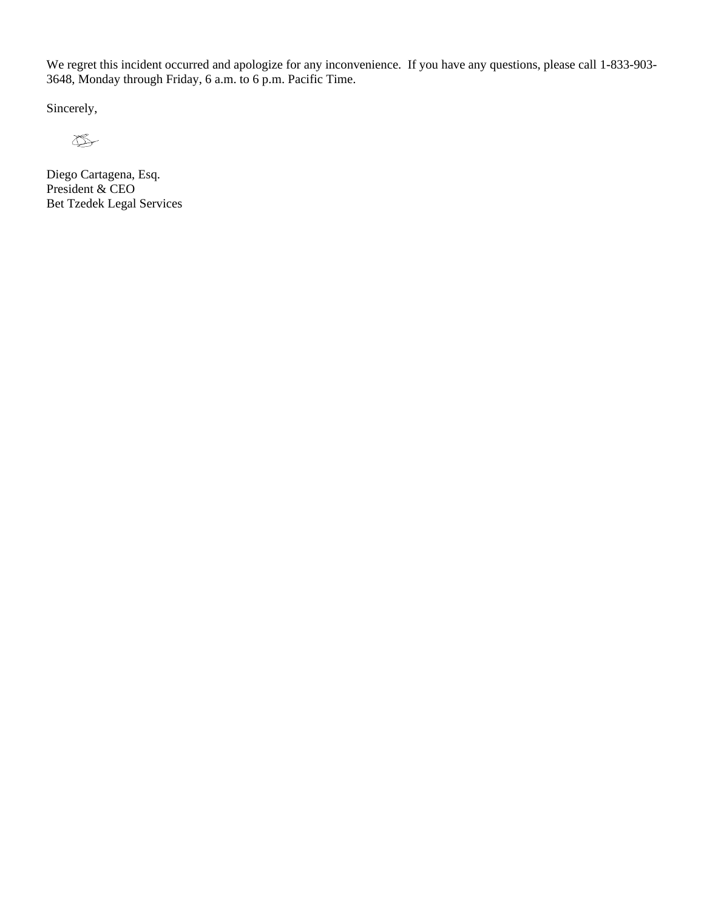We regret this incident occurred and apologize for any inconvenience. If you have any questions, please call 1-833-903-3648, Monday through Friday, 6 a.m. to 6 p.m. Pacific Time.

Sincerely,

Diego Cartagena, Esq.
President & CEO
Bet Tzedek Legal Services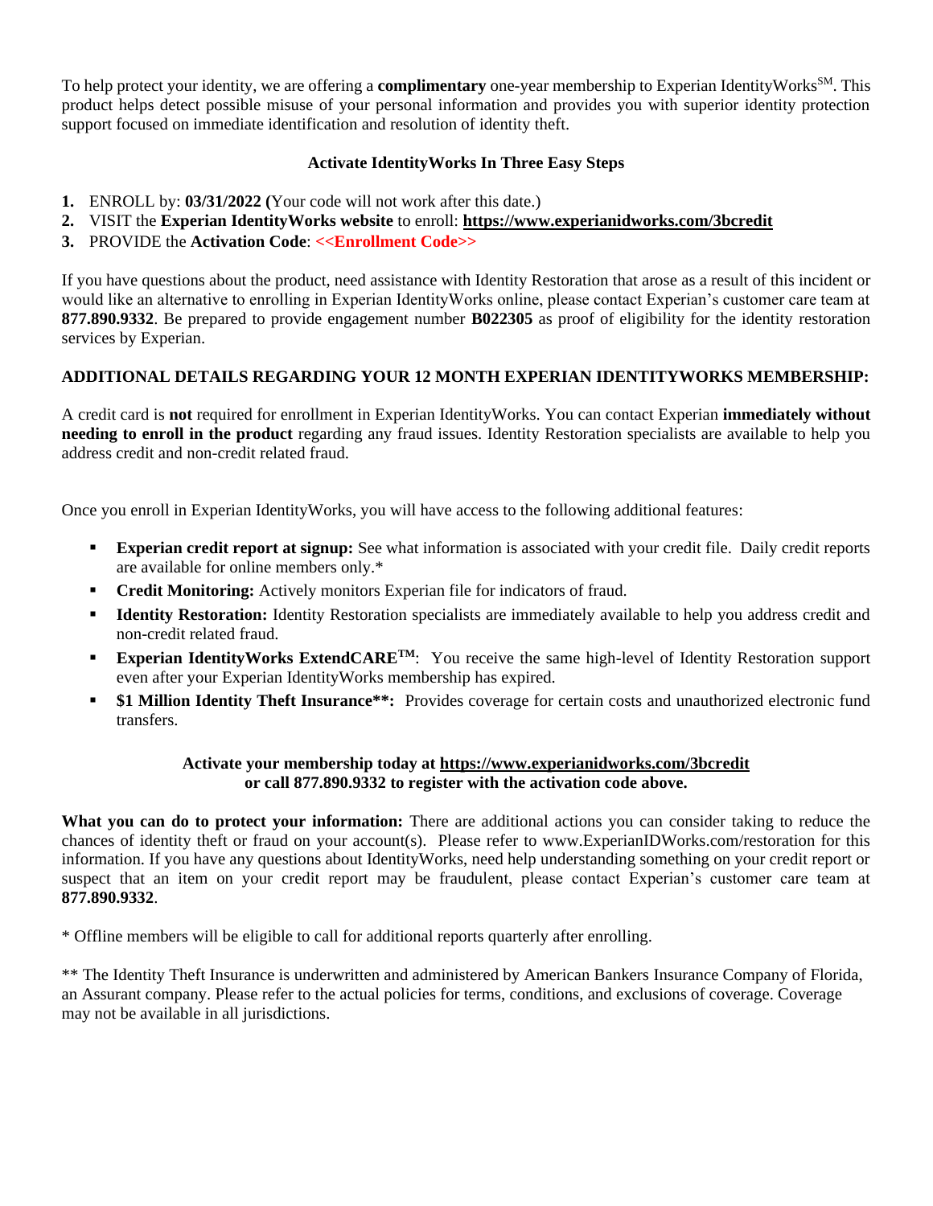To help protect your identity, we are offering a **complimentary** one-year membership to Experian IdentityWorks[SM]. This product helps detect possible misuse of your personal information and provides you with superior identity protection support focused on immediate identification and resolution of identity theft.

**Activate IdentityWorks In Three Easy Steps**

1. ENROLL by: **03/31/2022 (**Your code will not work after this date.)
2. VISIT the **Experian IdentityWorks website** to enroll: **https://www.experianidworks.com/3bcredit**
3. PROVIDE the **Activation Code**: **<<Enrollment Code>>**

If you have questions about the product, need assistance with Identity Restoration that arose as a result of this incident or would like an alternative to enrolling in Experian IdentityWorks online, please contact Experian's customer care team at **877.890.9332**. Be prepared to provide engagement number **B022305** as proof of eligibility for the identity restoration services by Experian.

**ADDITIONAL DETAILS REGARDING YOUR 12 MONTH EXPERIAN IDENTITYWORKS MEMBERSHIP:**

A credit card is **not** required for enrollment in Experian IdentityWorks. You can contact Experian **immediately without needing to enroll in the product** regarding any fraud issues. Identity Restoration specialists are available to help you address credit and non-credit related fraud.

Once you enroll in Experian IdentityWorks, you will have access to the following additional features:

- **Experian credit report at signup:** See what information is associated with your credit file. Daily credit reports are available for online members only.*
- **Credit Monitoring:** Actively monitors Experian file for indicators of fraud.
- **Identity Restoration:** Identity Restoration specialists are immediately available to help you address credit and non-credit related fraud.
- **Experian IdentityWorks ExtendCARE[TM]**: You receive the same high-level of Identity Restoration support even after your Experian IdentityWorks membership has expired.
- **$1 Million Identity Theft Insurance**:** Provides coverage for certain costs and unauthorized electronic fund transfers.

**Activate your membership today at https://www.experianidworks.com/3bcredit or call 877.890.9332 to register with the activation code above.**

**What you can do to protect your information:** There are additional actions you can consider taking to reduce the chances of identity theft or fraud on your account(s). Please refer to www.ExperianIDWorks.com/restoration for this information. If you have any questions about IdentityWorks, need help understanding something on your credit report or suspect that an item on your credit report may be fraudulent, please contact Experian's customer care team at **877.890.9332**.

* Offline members will be eligible to call for additional reports quarterly after enrolling.

** The Identity Theft Insurance is underwritten and administered by American Bankers Insurance Company of Florida, an Assurant company. Please refer to the actual policies for terms, conditions, and exclusions of coverage. Coverage may not be available in all jurisdictions.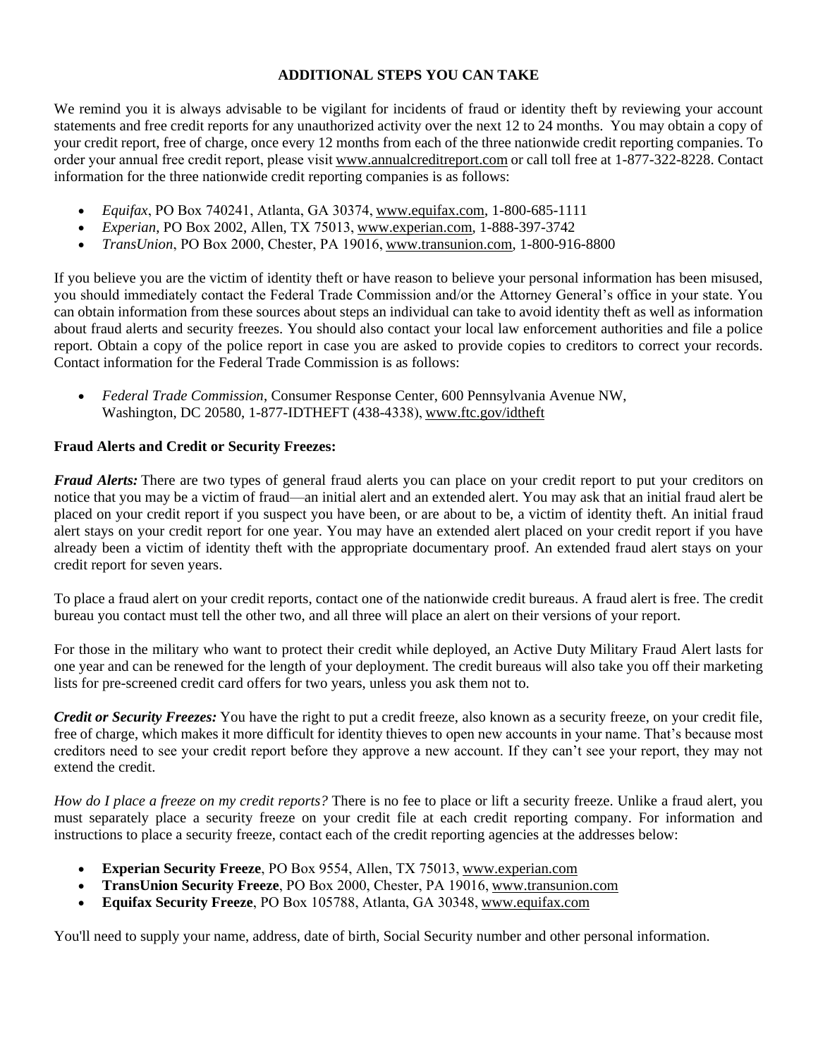## ADDITIONAL STEPS YOU CAN TAKE

We remind you it is always advisable to be vigilant for incidents of fraud or identity theft by reviewing your account statements and free credit reports for any unauthorized activity over the next 12 to 24 months. You may obtain a copy of your credit report, free of charge, once every 12 months from each of the three nationwide credit reporting companies. To order your annual free credit report, please visit www.annualcreditreport.com or call toll free at 1-877-322-8228. Contact information for the three nationwide credit reporting companies is as follows:

- *Equifax*, PO Box 740241, Atlanta, GA 30374, www.equifax.com, 1-800-685-1111
- *Experian*, PO Box 2002, Allen, TX 75013, www.experian.com, 1-888-397-3742
- *TransUnion*, PO Box 2000, Chester, PA 19016, www.transunion.com, 1-800-916-8800

If you believe you are the victim of identity theft or have reason to believe your personal information has been misused, you should immediately contact the Federal Trade Commission and/or the Attorney General's office in your state. You can obtain information from these sources about steps an individual can take to avoid identity theft as well as information about fraud alerts and security freezes. You should also contact your local law enforcement authorities and file a police report. Obtain a copy of the police report in case you are asked to provide copies to creditors to correct your records. Contact information for the Federal Trade Commission is as follows:

- *Federal Trade Commission*, Consumer Response Center, 600 Pennsylvania Avenue NW, Washington, DC 20580, 1-877-IDTHEFT (438-4338), www.ftc.gov/idtheft

**Fraud Alerts and Credit or Security Freezes:**

***Fraud Alerts:*** There are two types of general fraud alerts you can place on your credit report to put your creditors on notice that you may be a victim of fraud—an initial alert and an extended alert. You may ask that an initial fraud alert be placed on your credit report if you suspect you have been, or are about to be, a victim of identity theft. An initial fraud alert stays on your credit report for one year. You may have an extended alert placed on your credit report if you have already been a victim of identity theft with the appropriate documentary proof. An extended fraud alert stays on your credit report for seven years.

To place a fraud alert on your credit reports, contact one of the nationwide credit bureaus. A fraud alert is free. The credit bureau you contact must tell the other two, and all three will place an alert on their versions of your report.

For those in the military who want to protect their credit while deployed, an Active Duty Military Fraud Alert lasts for one year and can be renewed for the length of your deployment. The credit bureaus will also take you off their marketing lists for pre-screened credit card offers for two years, unless you ask them not to.

***Credit or Security Freezes:*** You have the right to put a credit freeze, also known as a security freeze, on your credit file, free of charge, which makes it more difficult for identity thieves to open new accounts in your name. That's because most creditors need to see your credit report before they approve a new account. If they can't see your report, they may not extend the credit.

*How do I place a freeze on my credit reports?* There is no fee to place or lift a security freeze. Unlike a fraud alert, you must separately place a security freeze on your credit file at each credit reporting company. For information and instructions to place a security freeze, contact each of the credit reporting agencies at the addresses below:

- **Experian Security Freeze**, PO Box 9554, Allen, TX 75013, www.experian.com
- **TransUnion Security Freeze**, PO Box 2000, Chester, PA 19016, www.transunion.com
- **Equifax Security Freeze**, PO Box 105788, Atlanta, GA 30348, www.equifax.com

You'll need to supply your name, address, date of birth, Social Security number and other personal information.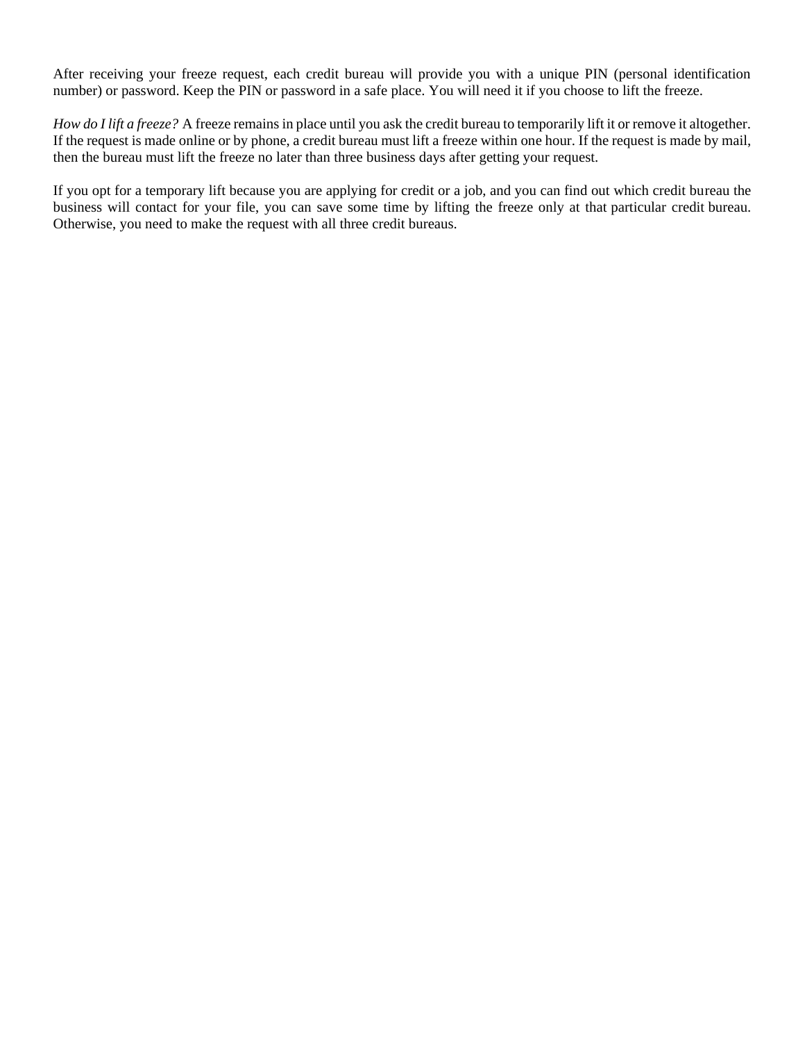After receiving your freeze request, each credit bureau will provide you with a unique PIN (personal identification number) or password. Keep the PIN or password in a safe place. You will need it if you choose to lift the freeze.

*How do I lift a freeze?* A freeze remains in place until you ask the credit bureau to temporarily lift it or remove it altogether. If the request is made online or by phone, a credit bureau must lift a freeze within one hour. If the request is made by mail, then the bureau must lift the freeze no later than three business days after getting your request.

If you opt for a temporary lift because you are applying for credit or a job, and you can find out which credit bureau the business will contact for your file, you can save some time by lifting the freeze only at that particular credit bureau. Otherwise, you need to make the request with all three credit bureaus.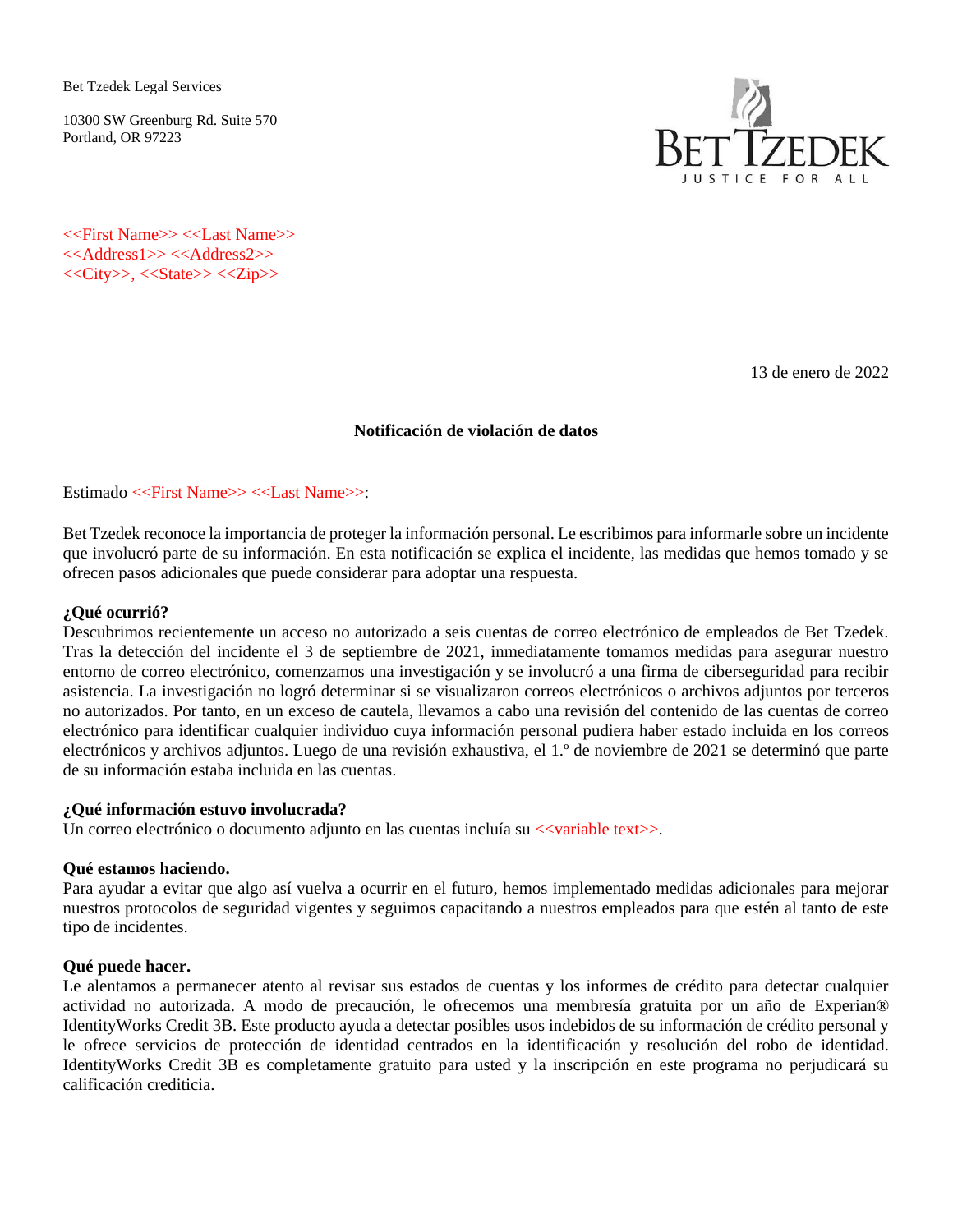Bet Tzedek Legal Services

10300 SW Greenburg Rd. Suite 570
Portland, OR 97223

BET TZEDEK
JUSTICE FOR ALL

<<First Name>> <<Last Name>>
<<Address1>> <<Address2>>
<<City>>, <<State>> <<Zip>>

13 de enero de 2022

**Notificación de violación de datos**

Estimado <<First Name>> <<Last Name>>:

Bet Tzedek reconoce la importancia de proteger la información personal. Le escribimos para informarle sobre un incidente que involucró parte de su información. En esta notificación se explica el incidente, las medidas que hemos tomado y se ofrecen pasos adicionales que puede considerar para adoptar una respuesta.

**¿Qué ocurrió?**
Descubrimos recientemente un acceso no autorizado a seis cuentas de correo electrónico de empleados de Bet Tzedek. Tras la detección del incidente el 3 de septiembre de 2021, inmediatamente tomamos medidas para asegurar nuestro entorno de correo electrónico, comenzamos una investigación y se involucró a una firma de ciberseguridad para recibir asistencia. La investigación no logró determinar si se visualizaron correos electrónicos o archivos adjuntos por terceros no autorizados. Por tanto, en un exceso de cautela, llevamos a cabo una revisión del contenido de las cuentas de correo electrónico para identificar cualquier individuo cuya información personal pudiera haber estado incluida en los correos electrónicos y archivos adjuntos. Luego de una revisión exhaustiva, el 1.º de noviembre de 2021 se determinó que parte de su información estaba incluida en las cuentas.

**¿Qué información estuvo involucrada?**
Un correo electrónico o documento adjunto en las cuentas incluía su <<variable text>>.

**Qué estamos haciendo.**
Para ayudar a evitar que algo así vuelva a ocurrir en el futuro, hemos implementado medidas adicionales para mejorar nuestros protocolos de seguridad vigentes y seguimos capacitando a nuestros empleados para que estén al tanto de este tipo de incidentes.

**Qué puede hacer.**
Le alentamos a permanecer atento al revisar sus estados de cuentas y los informes de crédito para detectar cualquier actividad no autorizada. A modo de precaución, le ofrecemos una membresía gratuita por un año de Experian® IdentityWorks Credit 3B. Este producto ayuda a detectar posibles usos indebidos de su información de crédito personal y le ofrece servicios de protección de identidad centrados en la identificación y resolución del robo de identidad. IdentityWorks Credit 3B es completamente gratuito para usted y la inscripción en este programa no perjudicará su calificación crediticia.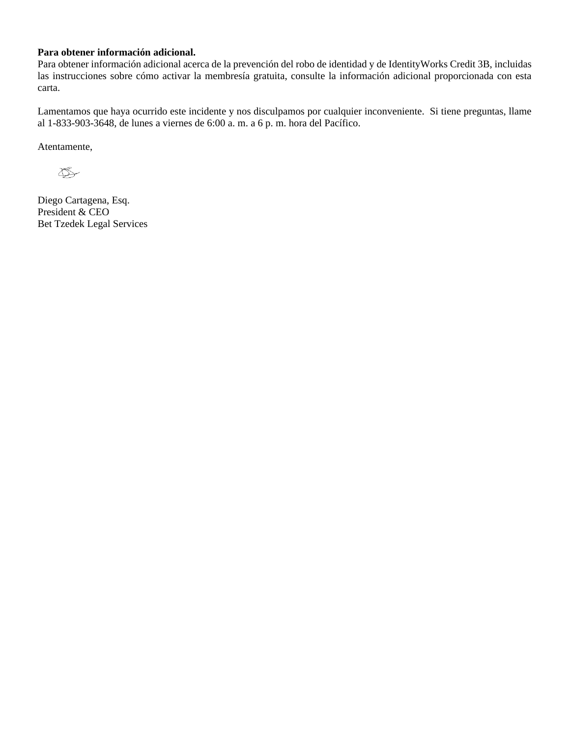**Para obtener información adicional.**
Para obtener información adicional acerca de la prevención del robo de identidad y de IdentityWorks Credit 3B, incluidas las instrucciones sobre cómo activar la membresía gratuita, consulte la información adicional proporcionada con esta carta.

Lamentamos que haya ocurrido este incidente y nos disculpamos por cualquier inconveniente. Si tiene preguntas, llame al 1-833-903-3648, de lunes a viernes de 6:00 a. m. a 6 p. m. hora del Pacífico.

Atentamente,

Diego Cartagena, Esq.
President & CEO
Bet Tzedek Legal Services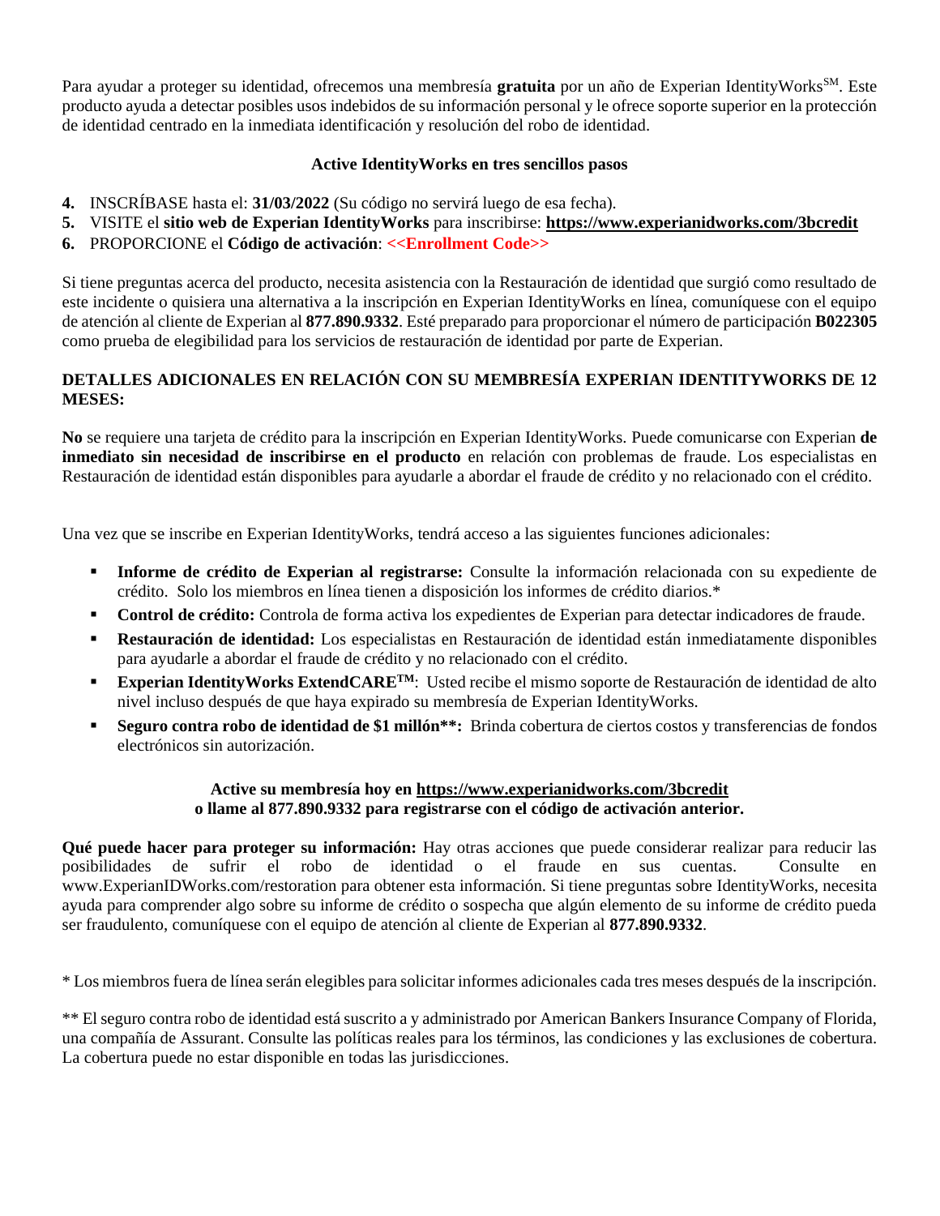Para ayudar a proteger su identidad, ofrecemos una membresía **gratuita** por un año de Experian IdentityWorks^SM^. Este producto ayuda a detectar posibles usos indebidos de su información personal y le ofrece soporte superior en la protección de identidad centrado en la inmediata identificación y resolución del robo de identidad.

**Active IdentityWorks en tres sencillos pasos**

4. INSCRÍBASE hasta el: **31/03/2022** (Su código no servirá luego de esa fecha).
5. VISITE el **sitio web de Experian IdentityWorks** para inscribirse: **https://www.experianidworks.com/3bcredit**
6. PROPORCIONE el **Código de activación**: **<<Enrollment Code>>**

Si tiene preguntas acerca del producto, necesita asistencia con la Restauración de identidad que surgió como resultado de este incidente o quisiera una alternativa a la inscripción en Experian IdentityWorks en línea, comuníquese con el equipo de atención al cliente de Experian al **877.890.9332**. Esté preparado para proporcionar el número de participación **B022305** como prueba de elegibilidad para los servicios de restauración de identidad por parte de Experian.

**DETALLES ADICIONALES EN RELACIÓN CON SU MEMBRESÍA EXPERIAN IDENTITYWORKS DE 12 MESES:**

**No** se requiere una tarjeta de crédito para la inscripción en Experian IdentityWorks. Puede comunicarse con Experian **de inmediato sin necesidad de inscribirse en el producto** en relación con problemas de fraude. Los especialistas en Restauración de identidad están disponibles para ayudarle a abordar el fraude de crédito y no relacionado con el crédito.

Una vez que se inscribe en Experian IdentityWorks, tendrá acceso a las siguientes funciones adicionales:

- **Informe de crédito de Experian al registrarse:** Consulte la información relacionada con su expediente de crédito. Solo los miembros en línea tienen a disposición los informes de crédito diarios.*
- **Control de crédito:** Controla de forma activa los expedientes de Experian para detectar indicadores de fraude.
- **Restauración de identidad:** Los especialistas en Restauración de identidad están inmediatamente disponibles para ayudarle a abordar el fraude de crédito y no relacionado con el crédito.
- **Experian IdentityWorks ExtendCARE^TM^:** Usted recibe el mismo soporte de Restauración de identidad de alto nivel incluso después de que haya expirado su membresía de Experian IdentityWorks.
- **Seguro contra robo de identidad de $1 millón**:** Brinda cobertura de ciertos costos y transferencias de fondos electrónicos sin autorización.

**Active su membresía hoy en https://www.experianidworks.com/3bcredit**
**o llame al 877.890.9332 para registrarse con el código de activación anterior.**

**Qué puede hacer para proteger su información:** Hay otras acciones que puede considerar realizar para reducir las posibilidades de sufrir el robo de identidad o el fraude en sus cuentas. Consulte en www.ExperianIDWorks.com/restoration para obtener esta información. Si tiene preguntas sobre IdentityWorks, necesita ayuda para comprender algo sobre su informe de crédito o sospecha que algún elemento de su informe de crédito pueda ser fraudulento, comuníquese con el equipo de atención al cliente de Experian al **877.890.9332**.

* Los miembros fuera de línea serán elegibles para solicitar informes adicionales cada tres meses después de la inscripción.

** El seguro contra robo de identidad está suscrito a y administrado por American Bankers Insurance Company of Florida, una compañía de Assurant. Consulte las políticas reales para los términos, las condiciones y las exclusiones de cobertura. La cobertura puede no estar disponible en todas las jurisdicciones.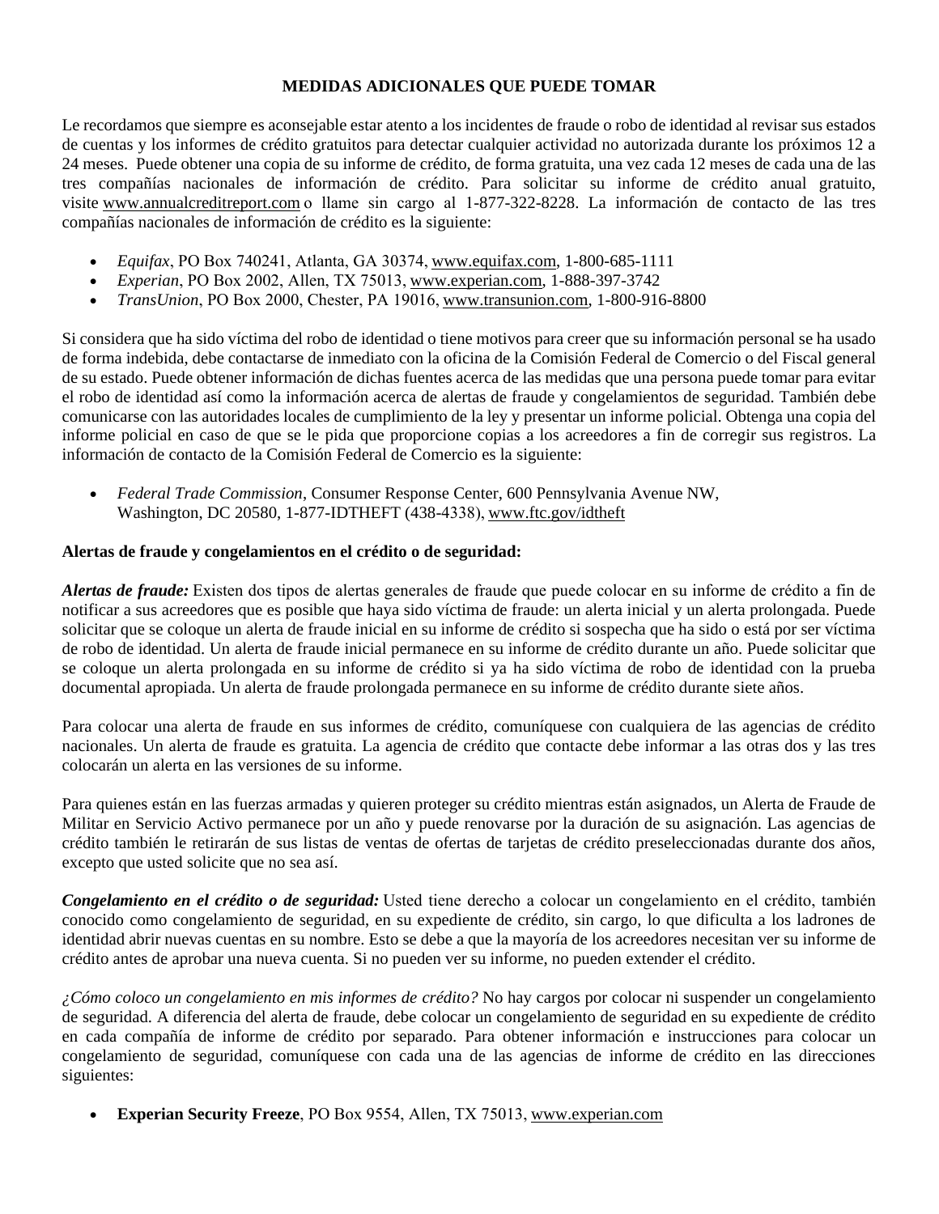**MEDIDAS ADICIONALES QUE PUEDE TOMAR**

Le recordamos que siempre es aconsejable estar atento a los incidentes de fraude o robo de identidad al revisar sus estados de cuentas y los informes de crédito gratuitos para detectar cualquier actividad no autorizada durante los próximos 12 a 24 meses. Puede obtener una copia de su informe de crédito, de forma gratuita, una vez cada 12 meses de cada una de las tres compañías nacionales de información de crédito. Para solicitar su informe de crédito anual gratuito, visite www.annualcreditreport.com o llame sin cargo al 1-877-322-8228. La información de contacto de las tres compañías nacionales de información de crédito es la siguiente:

- *Equifax*, PO Box 740241, Atlanta, GA 30374, www.equifax.com, 1-800-685-1111
- *Experian*, PO Box 2002, Allen, TX 75013, www.experian.com, 1-888-397-3742
- *TransUnion*, PO Box 2000, Chester, PA 19016, www.transunion.com, 1-800-916-8800

Si considera que ha sido víctima del robo de identidad o tiene motivos para creer que su información personal se ha usado de forma indebida, debe contactarse de inmediato con la oficina de la Comisión Federal de Comercio o del Fiscal general de su estado. Puede obtener información de dichas fuentes acerca de las medidas que una persona puede tomar para evitar el robo de identidad así como la información acerca de alertas de fraude y congelamientos de seguridad. También debe comunicarse con las autoridades locales de cumplimiento de la ley y presentar un informe policial. Obtenga una copia del informe policial en caso de que se le pida que proporcione copias a los acreedores a fin de corregir sus registros. La información de contacto de la Comisión Federal de Comercio es la siguiente:

- *Federal Trade Commission*, Consumer Response Center, 600 Pennsylvania Avenue NW, Washington, DC 20580, 1-877-IDTHEFT (438-4338), www.ftc.gov/idtheft

**Alertas de fraude y congelamientos en el crédito o de seguridad:**

***Alertas de fraude:*** Existen dos tipos de alertas generales de fraude que puede colocar en su informe de crédito a fin de notificar a sus acreedores que es posible que haya sido víctima de fraude: un alerta inicial y un alerta prolongada. Puede solicitar que se coloque un alerta de fraude inicial en su informe de crédito si sospecha que ha sido o está por ser víctima de robo de identidad. Un alerta de fraude inicial permanece en su informe de crédito durante un año. Puede solicitar que se coloque un alerta prolongada en su informe de crédito si ya ha sido víctima de robo de identidad con la prueba documental apropiada. Un alerta de fraude prolongada permanece en su informe de crédito durante siete años.

Para colocar una alerta de fraude en sus informes de crédito, comuníquese con cualquiera de las agencias de crédito nacionales. Un alerta de fraude es gratuita. La agencia de crédito que contacte debe informar a las otras dos y las tres colocarán un alerta en las versiones de su informe.

Para quienes están en las fuerzas armadas y quieren proteger su crédito mientras están asignados, un Alerta de Fraude de Militar en Servicio Activo permanece por un año y puede renovarse por la duración de su asignación. Las agencias de crédito también le retirarán de sus listas de ventas de ofertas de tarjetas de crédito preseleccionadas durante dos años, excepto que usted solicite que no sea así.

***Congelamiento en el crédito o de seguridad:*** Usted tiene derecho a colocar un congelamiento en el crédito, también conocido como congelamiento de seguridad, en su expediente de crédito, sin cargo, lo que dificulta a los ladrones de identidad abrir nuevas cuentas en su nombre. Esto se debe a que la mayoría de los acreedores necesitan ver su informe de crédito antes de aprobar una nueva cuenta. Si no pueden ver su informe, no pueden extender el crédito.

*¿Cómo coloco un congelamiento en mis informes de crédito?* No hay cargos por colocar ni suspender un congelamiento de seguridad. A diferencia del alerta de fraude, debe colocar un congelamiento de seguridad en su expediente de crédito en cada compañía de informe de crédito por separado. Para obtener información e instrucciones para colocar un congelamiento de seguridad, comuníquese con cada una de las agencias de informe de crédito en las direcciones siguientes:

- **Experian Security Freeze**, PO Box 9554, Allen, TX 75013, www.experian.com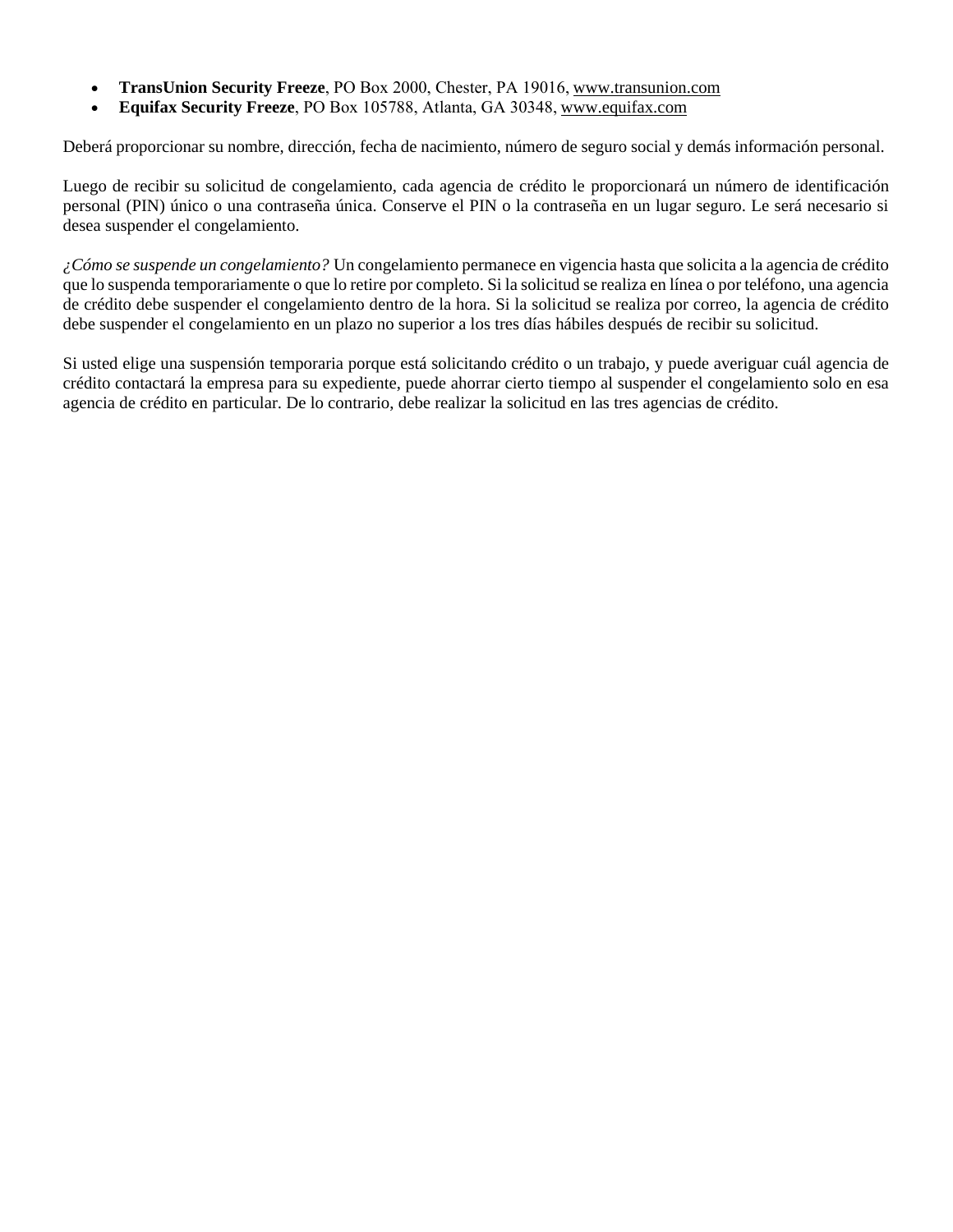- **TransUnion Security Freeze**, PO Box 2000, Chester, PA 19016, www.transunion.com
- **Equifax Security Freeze**, PO Box 105788, Atlanta, GA 30348, www.equifax.com

Deberá proporcionar su nombre, dirección, fecha de nacimiento, número de seguro social y demás información personal.

Luego de recibir su solicitud de congelamiento, cada agencia de crédito le proporcionará un número de identificación personal (PIN) único o una contraseña única. Conserve el PIN o la contraseña en un lugar seguro. Le será necesario si desea suspender el congelamiento.

*¿Cómo se suspende un congelamiento?* Un congelamiento permanece en vigencia hasta que solicita a la agencia de crédito que lo suspenda temporariamente o que lo retire por completo. Si la solicitud se realiza en línea o por teléfono, una agencia de crédito debe suspender el congelamiento dentro de la hora. Si la solicitud se realiza por correo, la agencia de crédito debe suspender el congelamiento en un plazo no superior a los tres días hábiles después de recibir su solicitud.

Si usted elige una suspensión temporaria porque está solicitando crédito o un trabajo, y puede averiguar cuál agencia de crédito contactará la empresa para su expediente, puede ahorrar cierto tiempo al suspender el congelamiento solo en esa agencia de crédito en particular. De lo contrario, debe realizar la solicitud en las tres agencias de crédito.